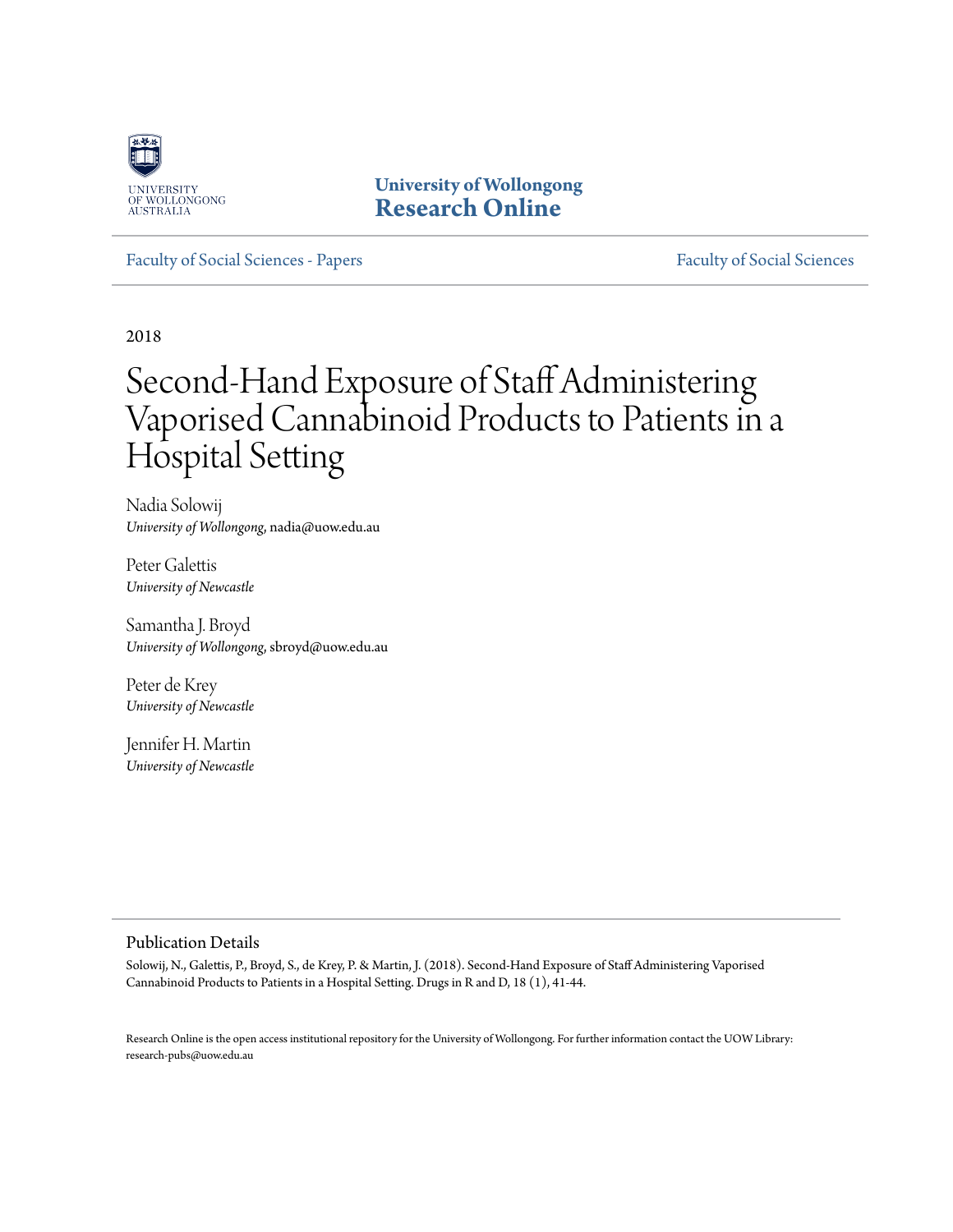University of Wollongong
Research Online

Faculty of Social Sciences - Papers

Faculty of Social Sciences

2018

# Second-Hand Exposure of Staff Administering Vaporised Cannabinoid Products to Patients in a Hospital Setting

Nadia Solowij
*University of Wollongong*, nadia@uow.edu.au

Peter Galettis
*University of Newcastle*

Samantha J. Broyd
*University of Wollongong*, sbroyd@uow.edu.au

Peter de Krey
*University of Newcastle*

Jennifer H. Martin
*University of Newcastle*

## Publication Details

Solowij, N., Galettis, P., Broyd, S., de Krey, P. & Martin, J. (2018). Second-Hand Exposure of Staff Administering Vaporised Cannabinoid Products to Patients in a Hospital Setting. Drugs in R and D, 18 (1), 41-44.

Research Online is the open access institutional repository for the University of Wollongong. For further information contact the UOW Library: research-pubs@uow.edu.au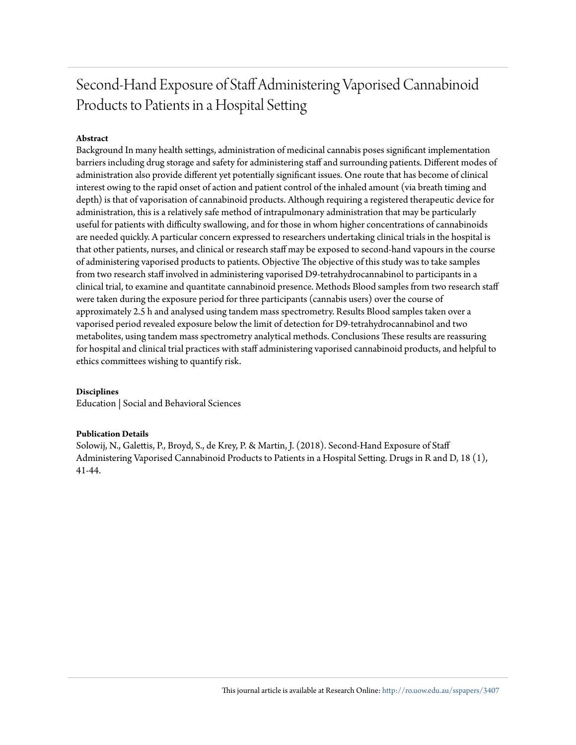# Second-Hand Exposure of Staff Administering Vaporised Cannabinoid Products to Patients in a Hospital Setting

**Abstract**

Background In many health settings, administration of medicinal cannabis poses significant implementation barriers including drug storage and safety for administering staff and surrounding patients. Different modes of administration also provide different yet potentially significant issues. One route that has become of clinical interest owing to the rapid onset of action and patient control of the inhaled amount (via breath timing and depth) is that of vaporisation of cannabinoid products. Although requiring a registered therapeutic device for administration, this is a relatively safe method of intrapulmonary administration that may be particularly useful for patients with difficulty swallowing, and for those in whom higher concentrations of cannabinoids are needed quickly. A particular concern expressed to researchers undertaking clinical trials in the hospital is that other patients, nurses, and clinical or research staff may be exposed to second-hand vapours in the course of administering vaporised products to patients. Objective The objective of this study was to take samples from two research staff involved in administering vaporised D9-tetrahydrocannabinol to participants in a clinical trial, to examine and quantitate cannabinoid presence. Methods Blood samples from two research staff were taken during the exposure period for three participants (cannabis users) over the course of approximately 2.5 h and analysed using tandem mass spectrometry. Results Blood samples taken over a vaporised period revealed exposure below the limit of detection for D9-tetrahydrocannabinol and two metabolites, using tandem mass spectrometry analytical methods. Conclusions These results are reassuring for hospital and clinical trial practices with staff administering vaporised cannabinoid products, and helpful to ethics committees wishing to quantify risk.

**Disciplines**

Education | Social and Behavioral Sciences

**Publication Details**

Solowij, N., Galettis, P., Broyd, S., de Krey, P. & Martin, J. (2018). Second-Hand Exposure of Staff Administering Vaporised Cannabinoid Products to Patients in a Hospital Setting. Drugs in R and D, 18 (1), 41-44.

This journal article is available at Research Online: http://ro.uow.edu.au/sspapers/3407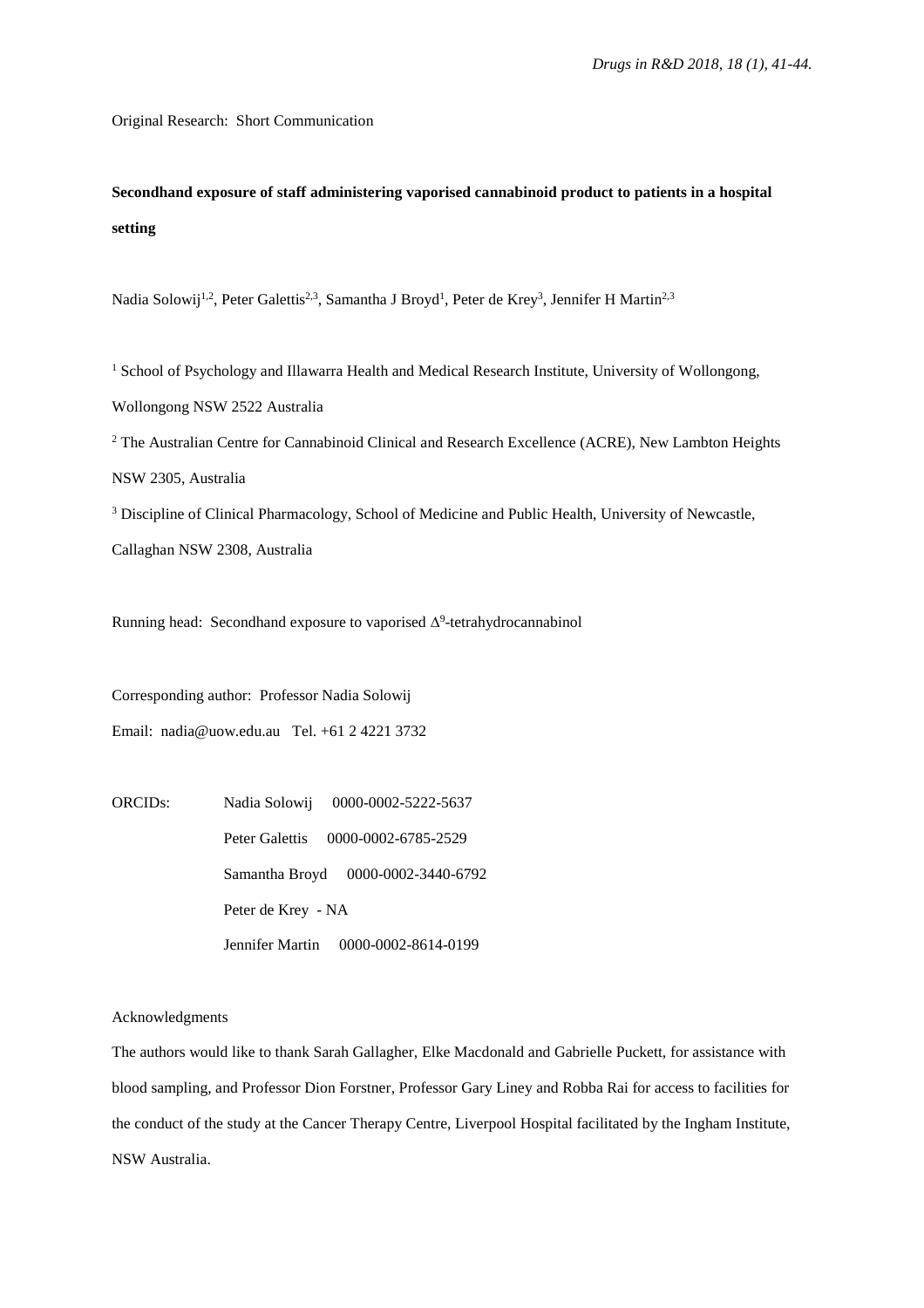Original Research: Short Communication

**Secondhand exposure of staff administering vaporised cannabinoid product to patients in a hospital setting**

Nadia Solowij[1,2], Peter Galettis[2,3], Samantha J Broyd[1], Peter de Krey[3], Jennifer H Martin[2,3]

[1] School of Psychology and Illawarra Health and Medical Research Institute, University of Wollongong, Wollongong NSW 2522 Australia

[2] The Australian Centre for Cannabinoid Clinical and Research Excellence (ACRE), New Lambton Heights NSW 2305, Australia

[3] Discipline of Clinical Pharmacology, School of Medicine and Public Health, University of Newcastle, Callaghan NSW 2308, Australia

Running head: Secondhand exposure to vaporised $\Delta^9$-tetrahydrocannabinol

Corresponding author: Professor Nadia Solowij

Email: nadia@uow.edu.au Tel. +61 2 4221 3732

ORCIDs:
Nadia Solowij 0000-0002-5222-5637
Peter Galettis 0000-0002-6785-2529
Samantha Broyd 0000-0002-3440-6792
Peter de Krey - NA
Jennifer Martin 0000-0002-8614-0199

Acknowledgments

The authors would like to thank Sarah Gallagher, Elke Macdonald and Gabrielle Puckett, for assistance with blood sampling, and Professor Dion Forstner, Professor Gary Liney and Robba Rai for access to facilities for the conduct of the study at the Cancer Therapy Centre, Liverpool Hospital facilitated by the Ingham Institute, NSW Australia.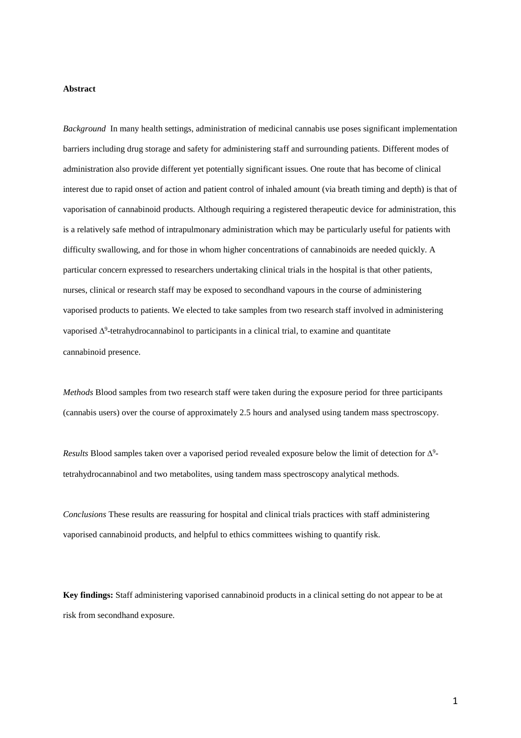**Abstract**

*Background* In many health settings, administration of medicinal cannabis use poses significant implementation barriers including drug storage and safety for administering staff and surrounding patients. Different modes of administration also provide different yet potentially significant issues. One route that has become of clinical interest due to rapid onset of action and patient control of inhaled amount (via breath timing and depth) is that of vaporisation of cannabinoid products. Although requiring a registered therapeutic device for administration, this is a relatively safe method of intrapulmonary administration which may be particularly useful for patients with difficulty swallowing, and for those in whom higher concentrations of cannabinoids are needed quickly. A particular concern expressed to researchers undertaking clinical trials in the hospital is that other patients, nurses, clinical or research staff may be exposed to secondhand vapours in the course of administering vaporised products to patients. We elected to take samples from two research staff involved in administering vaporised $\Delta^9$-tetrahydrocannabinol to participants in a clinical trial, to examine and quantitate cannabinoid presence.

*Methods* Blood samples from two research staff were taken during the exposure period for three participants (cannabis users) over the course of approximately 2.5 hours and analysed using tandem mass spectroscopy.

*Results* Blood samples taken over a vaporised period revealed exposure below the limit of detection for $\Delta^9$-tetrahydrocannabinol and two metabolites, using tandem mass spectroscopy analytical methods.

*Conclusions* These results are reassuring for hospital and clinical trials practices with staff administering vaporised cannabinoid products, and helpful to ethics committees wishing to quantify risk.

**Key findings:** Staff administering vaporised cannabinoid products in a clinical setting do not appear to be at risk from secondhand exposure.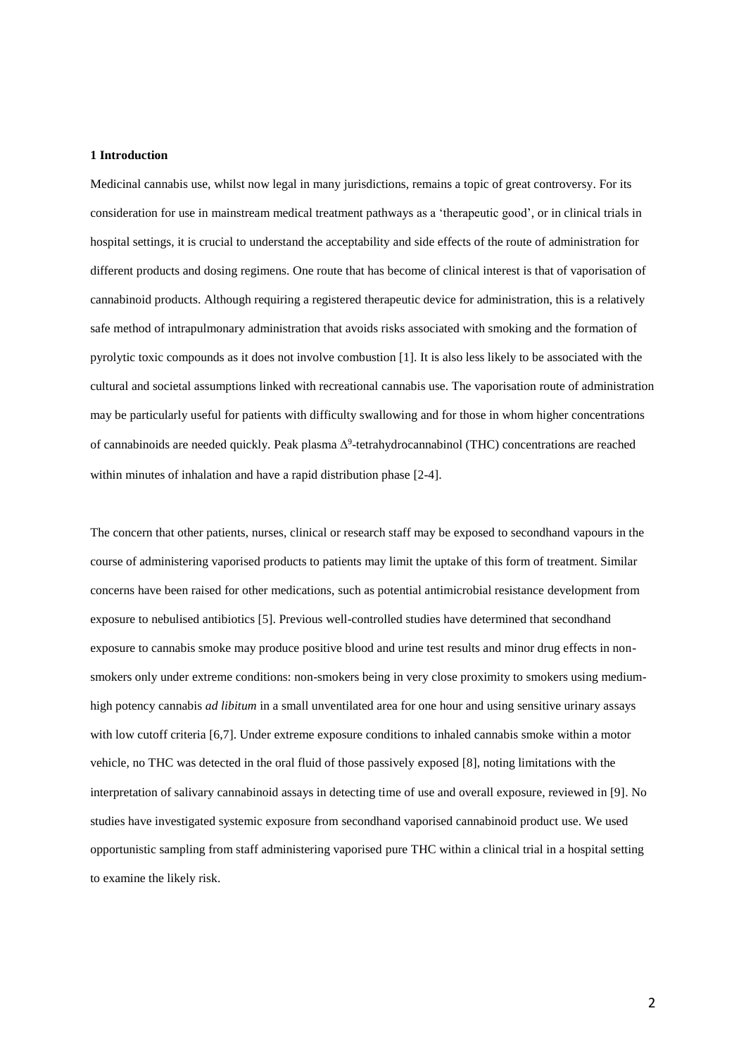**1 Introduction**

Medicinal cannabis use, whilst now legal in many jurisdictions, remains a topic of great controversy. For its consideration for use in mainstream medical treatment pathways as a 'therapeutic good', or in clinical trials in hospital settings, it is crucial to understand the acceptability and side effects of the route of administration for different products and dosing regimens. One route that has become of clinical interest is that of vaporisation of cannabinoid products. Although requiring a registered therapeutic device for administration, this is a relatively safe method of intrapulmonary administration that avoids risks associated with smoking and the formation of pyrolytic toxic compounds as it does not involve combustion [1]. It is also less likely to be associated with the cultural and societal assumptions linked with recreational cannabis use. The vaporisation route of administration may be particularly useful for patients with difficulty swallowing and for those in whom higher concentrations of cannabinoids are needed quickly. Peak plasma $\Delta^9$-tetrahydrocannabinol (THC) concentrations are reached within minutes of inhalation and have a rapid distribution phase [2-4].

The concern that other patients, nurses, clinical or research staff may be exposed to secondhand vapours in the course of administering vaporised products to patients may limit the uptake of this form of treatment. Similar concerns have been raised for other medications, such as potential antimicrobial resistance development from exposure to nebulised antibiotics [5]. Previous well-controlled studies have determined that secondhand exposure to cannabis smoke may produce positive blood and urine test results and minor drug effects in non-smokers only under extreme conditions: non-smokers being in very close proximity to smokers using medium-high potency cannabis *ad libitum* in a small unventilated area for one hour and using sensitive urinary assays with low cutoff criteria [6,7]. Under extreme exposure conditions to inhaled cannabis smoke within a motor vehicle, no THC was detected in the oral fluid of those passively exposed [8], noting limitations with the interpretation of salivary cannabinoid assays in detecting time of use and overall exposure, reviewed in [9]. No studies have investigated systemic exposure from secondhand vaporised cannabinoid product use. We used opportunistic sampling from staff administering vaporised pure THC within a clinical trial in a hospital setting to examine the likely risk.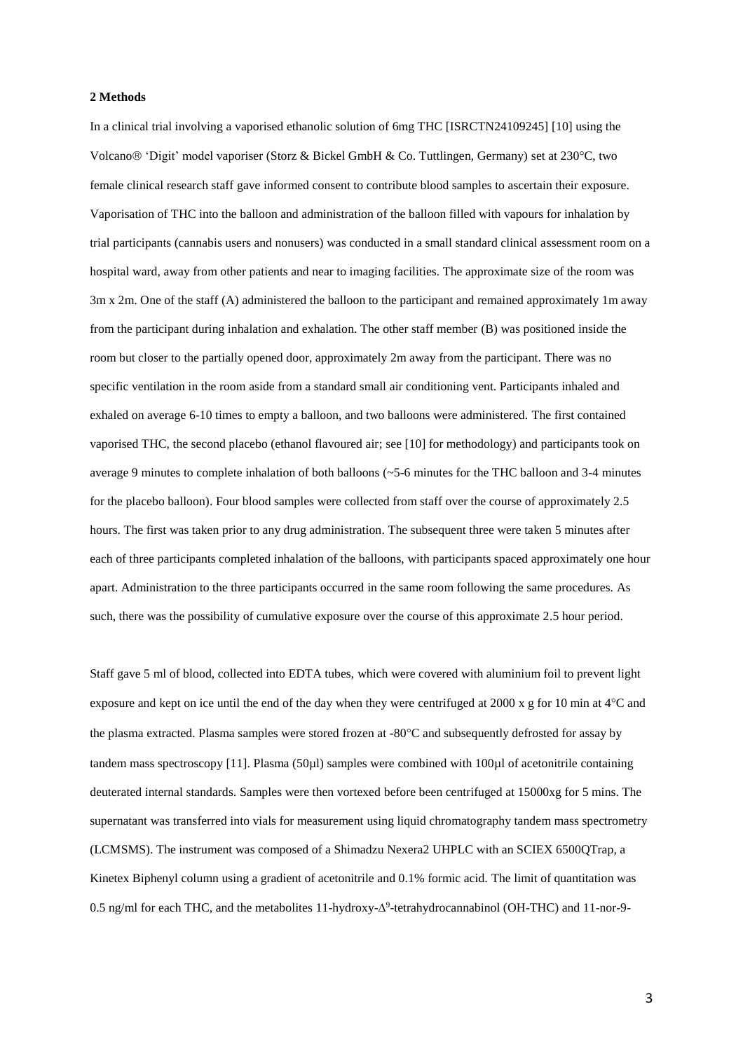## 2 Methods

In a clinical trial involving a vaporised ethanolic solution of 6mg THC [ISRCTN24109245] [10] using the Volcano® 'Digit' model vaporiser (Storz & Bickel GmbH & Co. Tuttlingen, Germany) set at 230°C, two female clinical research staff gave informed consent to contribute blood samples to ascertain their exposure. Vaporisation of THC into the balloon and administration of the balloon filled with vapours for inhalation by trial participants (cannabis users and nonusers) was conducted in a small standard clinical assessment room on a hospital ward, away from other patients and near to imaging facilities. The approximate size of the room was 3m x 2m. One of the staff (A) administered the balloon to the participant and remained approximately 1m away from the participant during inhalation and exhalation. The other staff member (B) was positioned inside the room but closer to the partially opened door, approximately 2m away from the participant. There was no specific ventilation in the room aside from a standard small air conditioning vent. Participants inhaled and exhaled on average 6-10 times to empty a balloon, and two balloons were administered. The first contained vaporised THC, the second placebo (ethanol flavoured air; see [10] for methodology) and participants took on average 9 minutes to complete inhalation of both balloons (~5-6 minutes for the THC balloon and 3-4 minutes for the placebo balloon). Four blood samples were collected from staff over the course of approximately 2.5 hours. The first was taken prior to any drug administration. The subsequent three were taken 5 minutes after each of three participants completed inhalation of the balloons, with participants spaced approximately one hour apart. Administration to the three participants occurred in the same room following the same procedures. As such, there was the possibility of cumulative exposure over the course of this approximate 2.5 hour period.

Staff gave 5 ml of blood, collected into EDTA tubes, which were covered with aluminium foil to prevent light exposure and kept on ice until the end of the day when they were centrifuged at 2000 x g for 10 min at 4°C and the plasma extracted. Plasma samples were stored frozen at -80°C and subsequently defrosted for assay by tandem mass spectroscopy [11]. Plasma (50µl) samples were combined with 100µl of acetonitrile containing deuterated internal standards. Samples were then vortexed before been centrifuged at 15000xg for 5 mins. The supernatant was transferred into vials for measurement using liquid chromatography tandem mass spectrometry (LCMSMS). The instrument was composed of a Shimadzu Nexera2 UHPLC with an SCIEX 6500QTrap, a Kinetex Biphenyl column using a gradient of acetonitrile and 0.1% formic acid. The limit of quantitation was 0.5 ng/ml for each THC, and the metabolites 11-hydroxy-$\Delta^9$-tetrahydrocannabinol (OH-THC) and 11-nor-9-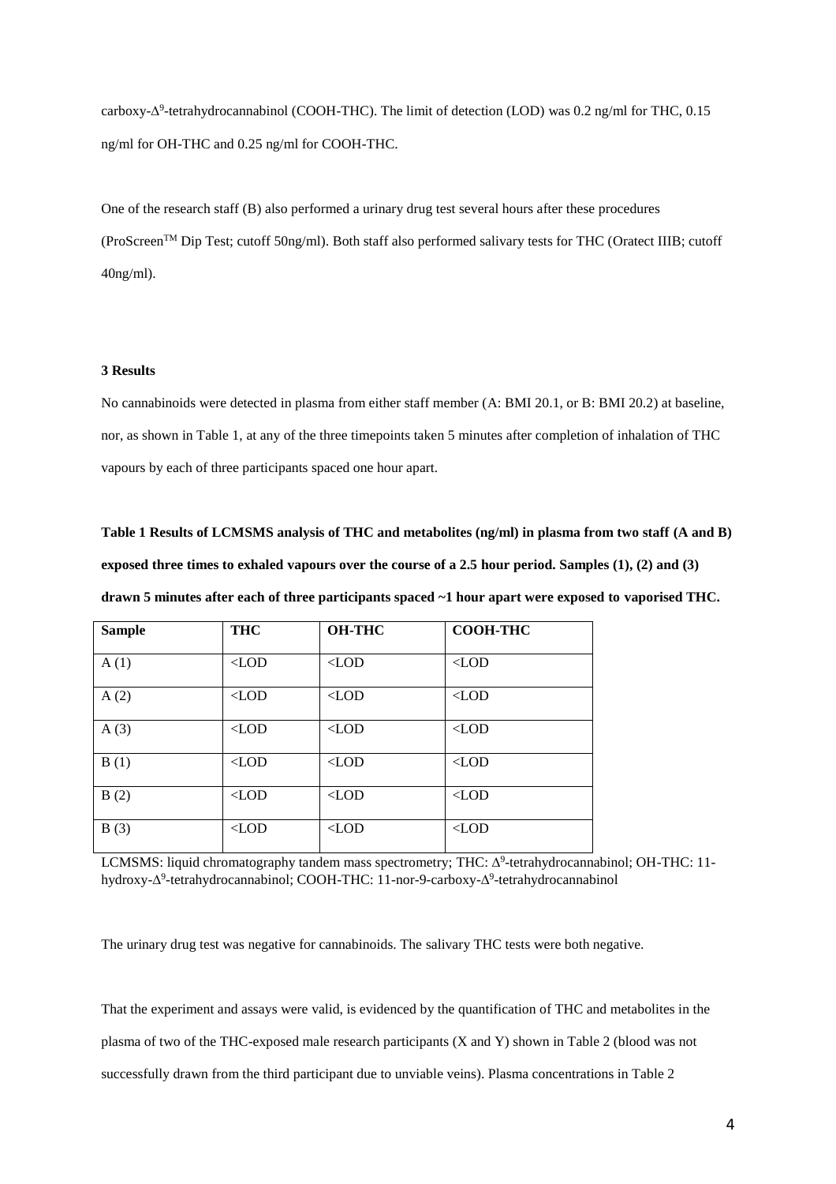carboxy-$\Delta^9$-tetrahydrocannabinol (COOH-THC). The limit of detection (LOD) was 0.2 ng/ml for THC, 0.15 ng/ml for OH-THC and 0.25 ng/ml for COOH-THC.

One of the research staff (B) also performed a urinary drug test several hours after these procedures (ProScreen™ Dip Test; cutoff 50ng/ml). Both staff also performed salivary tests for THC (Oratect IIIB; cutoff 40ng/ml).

### 3 Results

No cannabinoids were detected in plasma from either staff member (A: BMI 20.1, or B: BMI 20.2) at baseline, nor, as shown in Table 1, at any of the three timepoints taken 5 minutes after completion of inhalation of THC vapours by each of three participants spaced one hour apart.

**Table 1 Results of LCMSMS analysis of THC and metabolites (ng/ml) in plasma from two staff (A and B) exposed three times to exhaled vapours over the course of a 2.5 hour period. Samples (1), (2) and (3) drawn 5 minutes after each of three participants spaced ~1 hour apart were exposed to vaporised THC.**

| Sample | THC | OH-THC | COOH-THC |
|---|---|---|---|
| A (1) | <LOD | <LOD | <LOD |
| A (2) | <LOD | <LOD | <LOD |
| A (3) | <LOD | <LOD | <LOD |
| B (1) | <LOD | <LOD | <LOD |
| B (2) | <LOD | <LOD | <LOD |
| B (3) | <LOD | <LOD | <LOD |

LCMSMS: liquid chromatography tandem mass spectrometry; THC: $\Delta^9$-tetrahydrocannabinol; OH-THC: 11-hydroxy-$\Delta^9$-tetrahydrocannabinol; COOH-THC: 11-nor-9-carboxy-$\Delta^9$-tetrahydrocannabinol

The urinary drug test was negative for cannabinoids. The salivary THC tests were both negative.

That the experiment and assays were valid, is evidenced by the quantification of THC and metabolites in the plasma of two of the THC-exposed male research participants (X and Y) shown in Table 2 (blood was not successfully drawn from the third participant due to unviable veins). Plasma concentrations in Table 2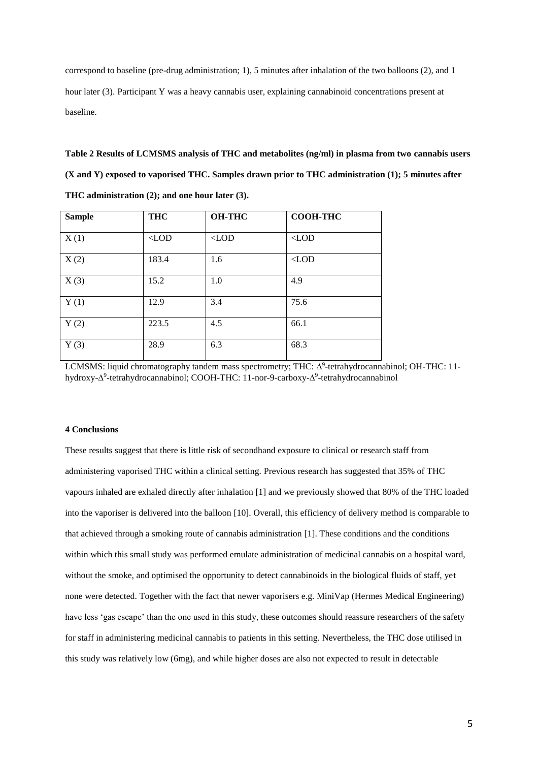correspond to baseline (pre-drug administration; 1), 5 minutes after inhalation of the two balloons (2), and 1 hour later (3). Participant Y was a heavy cannabis user, explaining cannabinoid concentrations present at baseline.

**Table 2 Results of LCMSMS analysis of THC and metabolites (ng/ml) in plasma from two cannabis users (X and Y) exposed to vaporised THC. Samples drawn prior to THC administration (1); 5 minutes after THC administration (2); and one hour later (3).**

| Sample | THC | OH-THC | COOH-THC |
|---|---|---|---|
| X (1) | <LOD | <LOD | <LOD |
| X (2) | 183.4 | 1.6 | <LOD |
| X (3) | 15.2 | 1.0 | 4.9 |
| Y (1) | 12.9 | 3.4 | 75.6 |
| Y (2) | 223.5 | 4.5 | 66.1 |
| Y (3) | 28.9 | 6.3 | 68.3 |

LCMSMS: liquid chromatography tandem mass spectrometry; THC: $\Delta^9$-tetrahydrocannabinol; OH-THC: 11-hydroxy-$\Delta^9$-tetrahydrocannabinol; COOH-THC: 11-nor-9-carboxy-$\Delta^9$-tetrahydrocannabinol

#### 4 Conclusions

These results suggest that there is little risk of secondhand exposure to clinical or research staff from administering vaporised THC within a clinical setting. Previous research has suggested that 35% of THC vapours inhaled are exhaled directly after inhalation [1] and we previously showed that 80% of the THC loaded into the vaporiser is delivered into the balloon [10]. Overall, this efficiency of delivery method is comparable to that achieved through a smoking route of cannabis administration [1]. These conditions and the conditions within which this small study was performed emulate administration of medicinal cannabis on a hospital ward, without the smoke, and optimised the opportunity to detect cannabinoids in the biological fluids of staff, yet none were detected. Together with the fact that newer vaporisers e.g. MiniVap (Hermes Medical Engineering) have less 'gas escape' than the one used in this study, these outcomes should reassure researchers of the safety for staff in administering medicinal cannabis to patients in this setting. Nevertheless, the THC dose utilised in this study was relatively low (6mg), and while higher doses are also not expected to result in detectable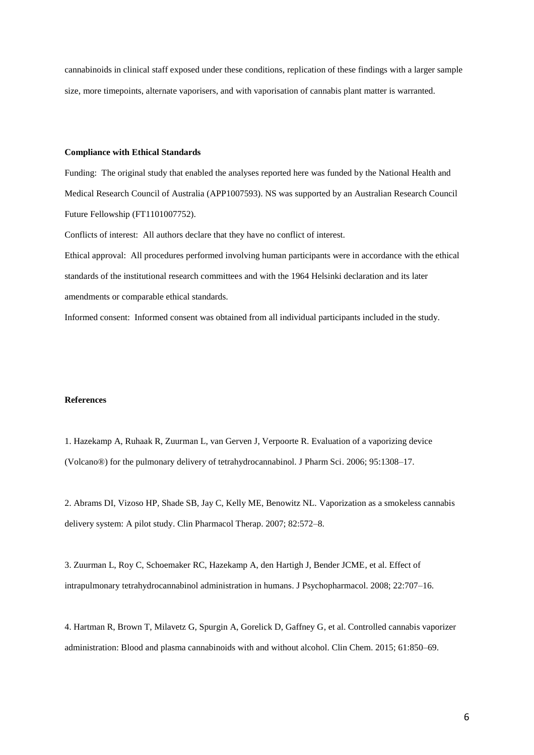cannabinoids in clinical staff exposed under these conditions, replication of these findings with a larger sample size, more timepoints, alternate vaporisers, and with vaporisation of cannabis plant matter is warranted.

**Compliance with Ethical Standards**

Funding: The original study that enabled the analyses reported here was funded by the National Health and Medical Research Council of Australia (APP1007593). NS was supported by an Australian Research Council Future Fellowship (FT1101007752).

Conflicts of interest: All authors declare that they have no conflict of interest.

Ethical approval: All procedures performed involving human participants were in accordance with the ethical standards of the institutional research committees and with the 1964 Helsinki declaration and its later amendments or comparable ethical standards.

Informed consent: Informed consent was obtained from all individual participants included in the study.

**References**

1. Hazekamp A, Ruhaak R, Zuurman L, van Gerven J, Verpoorte R. Evaluation of a vaporizing device (Volcano®) for the pulmonary delivery of tetrahydrocannabinol. J Pharm Sci. 2006; 95:1308–17.

2. Abrams DI, Vizoso HP, Shade SB, Jay C, Kelly ME, Benowitz NL. Vaporization as a smokeless cannabis delivery system: A pilot study. Clin Pharmacol Therap. 2007; 82:572–8.

3. Zuurman L, Roy C, Schoemaker RC, Hazekamp A, den Hartigh J, Bender JCME, et al. Effect of intrapulmonary tetrahydrocannabinol administration in humans. J Psychopharmacol. 2008; 22:707–16.

4. Hartman R, Brown T, Milavetz G, Spurgin A, Gorelick D, Gaffney G, et al. Controlled cannabis vaporizer administration: Blood and plasma cannabinoids with and without alcohol. Clin Chem. 2015; 61:850–69.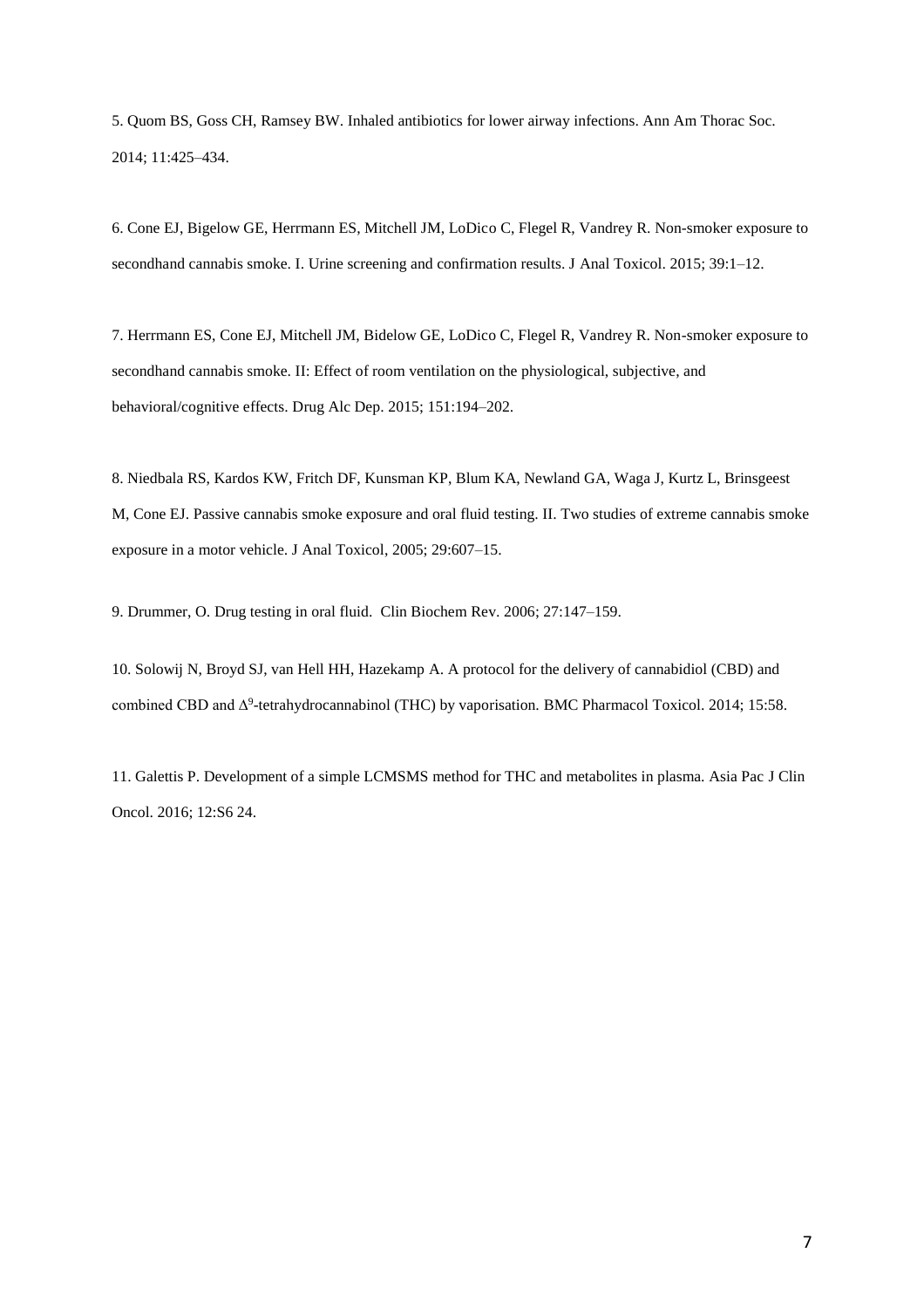5. Quom BS, Goss CH, Ramsey BW. Inhaled antibiotics for lower airway infections. Ann Am Thorac Soc. 2014; 11:425–434.

6. Cone EJ, Bigelow GE, Herrmann ES, Mitchell JM, LoDico C, Flegel R, Vandrey R. Non-smoker exposure to secondhand cannabis smoke. I. Urine screening and confirmation results. J Anal Toxicol. 2015; 39:1–12.

7. Herrmann ES, Cone EJ, Mitchell JM, Bidelow GE, LoDico C, Flegel R, Vandrey R. Non-smoker exposure to secondhand cannabis smoke. II: Effect of room ventilation on the physiological, subjective, and behavioral/cognitive effects. Drug Alc Dep. 2015; 151:194–202.

8. Niedbala RS, Kardos KW, Fritch DF, Kunsman KP, Blum KA, Newland GA, Waga J, Kurtz L, Brinsgeest M, Cone EJ. Passive cannabis smoke exposure and oral fluid testing. II. Two studies of extreme cannabis smoke exposure in a motor vehicle. J Anal Toxicol, 2005; 29:607–15.

9. Drummer, O. Drug testing in oral fluid. Clin Biochem Rev. 2006; 27:147–159.

10. Solowij N, Broyd SJ, van Hell HH, Hazekamp A. A protocol for the delivery of cannabidiol (CBD) and combined CBD and $\Delta^9$-tetrahydrocannabinol (THC) by vaporisation. BMC Pharmacol Toxicol. 2014; 15:58.

11. Galettis P. Development of a simple LCMSMS method for THC and metabolites in plasma. Asia Pac J Clin Oncol. 2016; 12:S6 24.